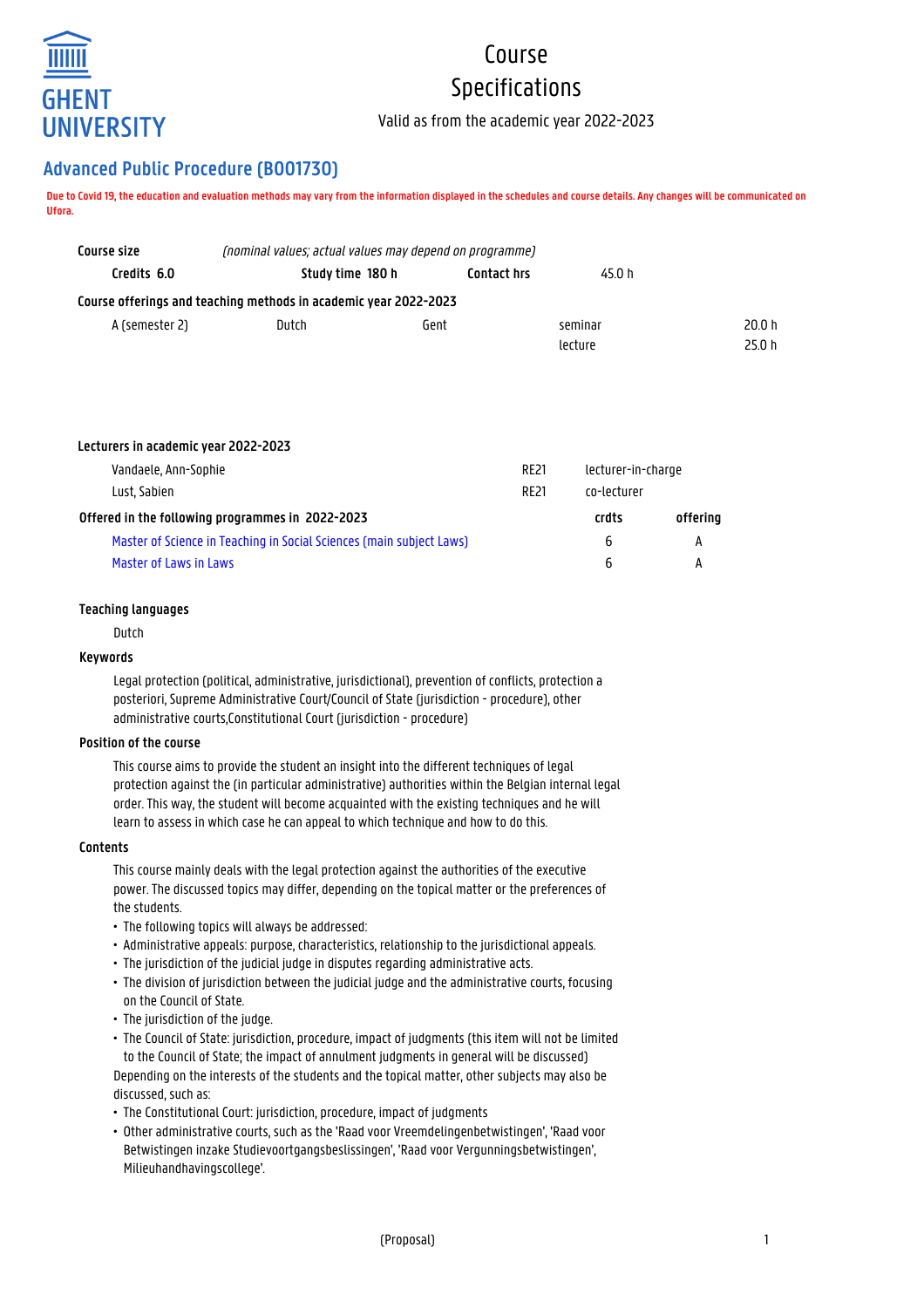# Course Specifications

Valid as from the academic year 2022-2023

## Advanced Public Procedure (B001730)

**Due to Covid 19, the education and evaluation methods may vary from the information displayed in the schedules and course details. Any changes will be communicated on Ufora.**

| **Course size** | *(nominal values; actual values may depend on programme)* | | | | |
|---|---|---|---|---|---|
| **Credits 6.0** | **Study time 180 h** | **Contact hrs** | 45.0 h | | |

**Course offerings and teaching methods in academic year 2022-2023**

| | | | | |
|---|---|---|---|---|
| A (semester 2) | Dutch | Gent | seminar | 20.0 h |
| | | | lecture | 25.0 h |

**Lecturers in academic year 2022-2023**

| | | |
|---|---|---|
| Vandaele, Ann-Sophie | RE21 | lecturer-in-charge |
| Lust, Sabien | RE21 | co-lecturer |

| **Offered in the following programmes in 2022-2023** | **crdts** | **offering** |
|---|---|---|
| Master of Science in Teaching in Social Sciences (main subject Laws) | 6 | A |
| Master of Laws in Laws | 6 | A |

### Teaching languages

Dutch

### Keywords

Legal protection (political, administrative, jurisdictional), prevention of conflicts, protection a posteriori, Supreme Administrative Court/Council of State (jurisdiction - procedure), other administrative courts,Constitutional Court (jurisdiction - procedure)

### Position of the course

This course aims to provide the student an insight into the different techniques of legal protection against the (in particular administrative) authorities within the Belgian internal legal order. This way, the student will become acquainted with the existing techniques and he will learn to assess in which case he can appeal to which technique and how to do this.

### Contents

This course mainly deals with the legal protection against the authorities of the executive power. The discussed topics may differ, depending on the topical matter or the preferences of the students.

- The following topics will always be addressed:
- Administrative appeals: purpose, characteristics, relationship to the jurisdictional appeals.
- The jurisdiction of the judicial judge in disputes regarding administrative acts.
- The division of jurisdiction between the judicial judge and the administrative courts, focusing on the Council of State.
- The jurisdiction of the judge.
- The Council of State: jurisdiction, procedure, impact of judgments (this item will not be limited to the Council of State; the impact of annulment judgments in general will be discussed)

Depending on the interests of the students and the topical matter, other subjects may also be discussed, such as:

- The Constitutional Court: jurisdiction, procedure, impact of judgments
- Other administrative courts, such as the 'Raad voor Vreemdelingenbetwistingen', 'Raad voor Betwistingen inzake Studievoortgangsbeslissingen', 'Raad voor Vergunningsbetwistingen', Milieuhandhavingscollege'.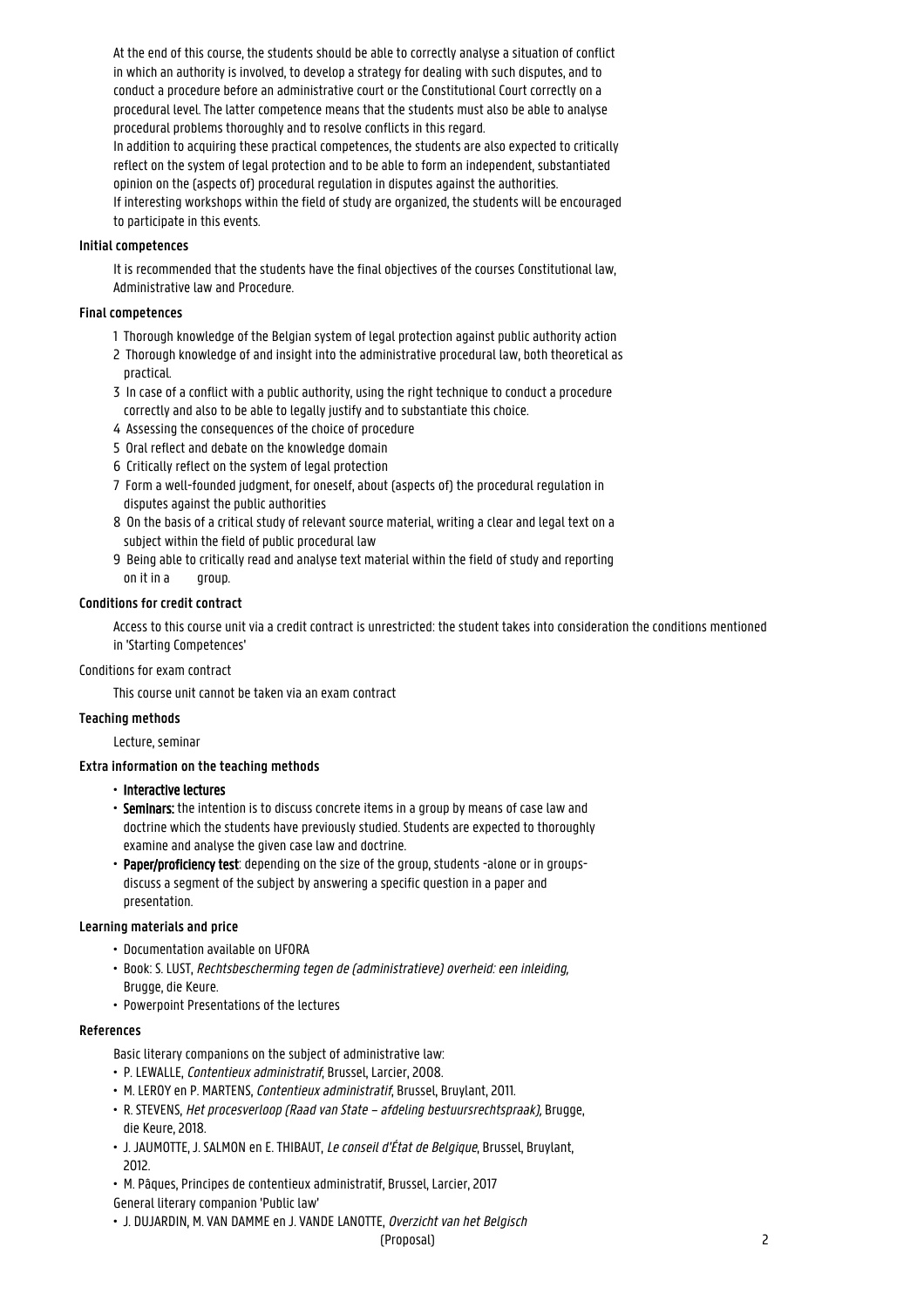At the end of this course, the students should be able to correctly analyse a situation of conflict in which an authority is involved, to develop a strategy for dealing with such disputes, and to conduct a procedure before an administrative court or the Constitutional Court correctly on a procedural level. The latter competence means that the students must also be able to analyse procedural problems thoroughly and to resolve conflicts in this regard.
In addition to acquiring these practical competences, the students are also expected to critically reflect on the system of legal protection and to be able to form an independent, substantiated opinion on the (aspects of) procedural regulation in disputes against the authorities.
If interesting workshops within the field of study are organized, the students will be encouraged to participate in this events.

### Initial competences

It is recommended that the students have the final objectives of the courses Constitutional law, Administrative law and Procedure.

### Final competences

1 Thorough knowledge of the Belgian system of legal protection against public authority action
2 Thorough knowledge of and insight into the administrative procedural law, both theoretical as practical.
3 In case of a conflict with a public authority, using the right technique to conduct a procedure correctly and also to be able to legally justify and to substantiate this choice.
4 Assessing the consequences of the choice of procedure
5 Oral reflect and debate on the knowledge domain
6 Critically reflect on the system of legal protection
7 Form a well-founded judgment, for oneself, about (aspects of) the procedural regulation in disputes against the public authorities
8 On the basis of a critical study of relevant source material, writing a clear and legal text on a subject within the field of public procedural law
9 Being able to critically read and analyse text material within the field of study and reporting on it in a group.

### Conditions for credit contract

Access to this course unit via a credit contract is unrestricted: the student takes into consideration the conditions mentioned in 'Starting Competences'

### Conditions for exam contract

This course unit cannot be taken via an exam contract

### Teaching methods

Lecture, seminar

### Extra information on the teaching methods

- **Interactive lectures**
- **Seminars:** the intention is to discuss concrete items in a group by means of case law and doctrine which the students have previously studied. Students are expected to thoroughly examine and analyse the given case law and doctrine.
- **Paper/proficiency test**: depending on the size of the group, students -alone or in groups- discuss a segment of the subject by answering a specific question in a paper and presentation.

### Learning materials and price

- Documentation available on UFORA
- Book: S. LUST, *Rechtsbescherming tegen de (administratieve) overheid: een inleiding,* Brugge, die Keure.
- Powerpoint Presentations of the lectures

### References

Basic literary companions on the subject of administrative law:

- P. LEWALLE, *Contentieux administratif*, Brussel, Larcier, 2008.
- M. LEROY en P. MARTENS, *Contentieux administratif*, Brussel, Bruylant, 2011.
- R. STEVENS, *Het procesverloop (Raad van State – afdeling bestuursrechtspraak),* Brugge, die Keure, 2018.
- J. JAUMOTTE, J. SALMON en E. THIBAUT, *Le conseil d'État de Belgique*, Brussel, Bruylant, 2012.
- M. Pâques, Principes de contentieux administratif, Brussel, Larcier, 2017

General literary companion 'Public law'

- J. DUJARDIN, M. VAN DAMME en J. VANDE LANOTTE, *Overzicht van het Belgisch*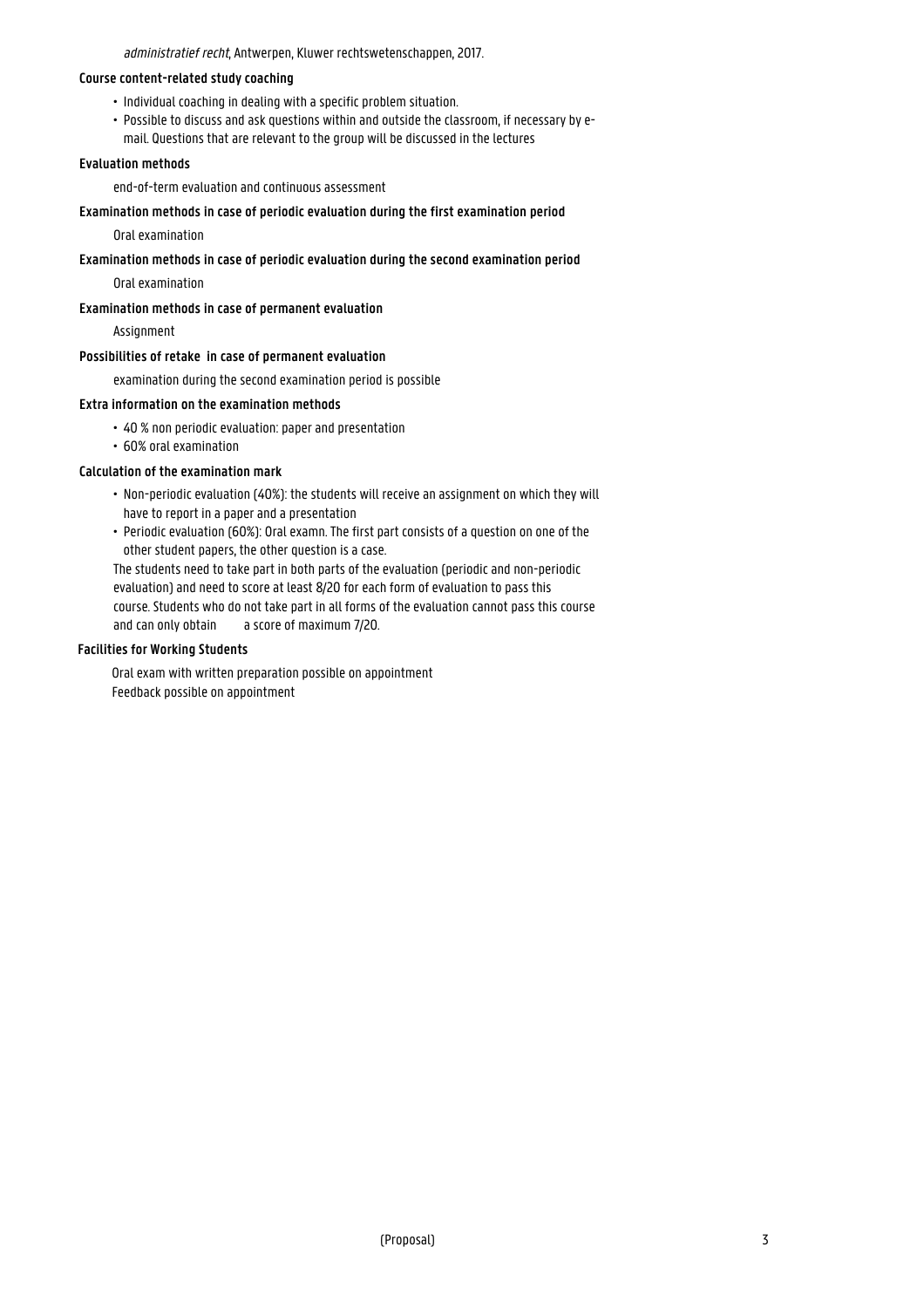*administratief recht*, Antwerpen, Kluwer rechtswetenschappen, 2017.

**Course content-related study coaching**

- Individual coaching in dealing with a specific problem situation.
- Possible to discuss and ask questions within and outside the classroom, if necessary by e-mail. Questions that are relevant to the group will be discussed in the lectures

**Evaluation methods**

end-of-term evaluation and continuous assessment

**Examination methods in case of periodic evaluation during the first examination period**

Oral examination

**Examination methods in case of periodic evaluation during the second examination period**

Oral examination

**Examination methods in case of permanent evaluation**

Assignment

**Possibilities of retake in case of permanent evaluation**

examination during the second examination period is possible

**Extra information on the examination methods**

- 40 % non periodic evaluation: paper and presentation
- 60% oral examination

**Calculation of the examination mark**

- Non-periodic evaluation (40%): the students will receive an assignment on which they will have to report in a paper and a presentation
- Periodic evaluation (60%): Oral examn. The first part consists of a question on one of the other student papers, the other question is a case.

The students need to take part in both parts of the evaluation (periodic and non-periodic evaluation) and need to score at least 8/20 for each form of evaluation to pass this course. Students who do not take part in all forms of the evaluation cannot pass this course and can only obtain a score of maximum 7/20.

**Facilities for Working Students**

Oral exam with written preparation possible on appointment
Feedback possible on appointment